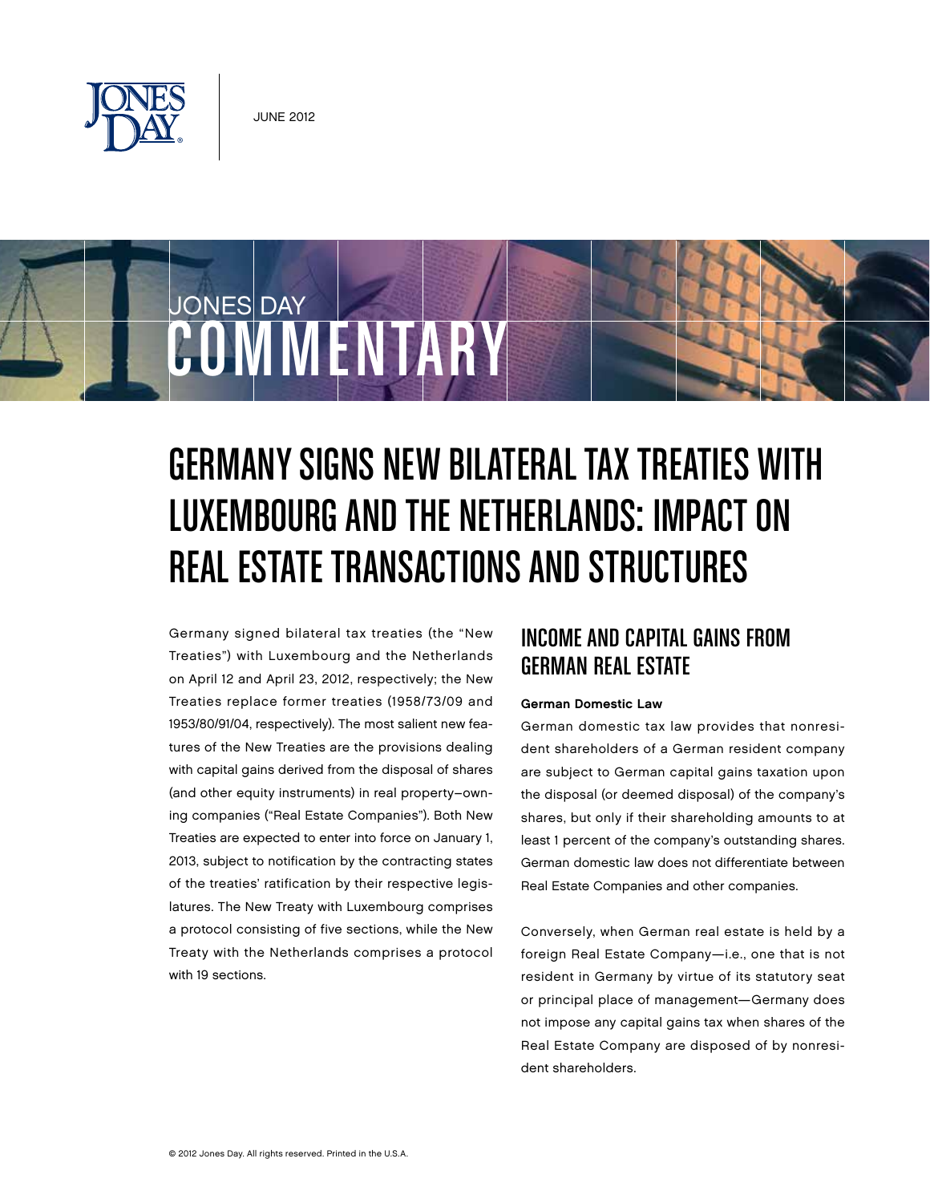JUNE 2012

JONES DAY COMMENTARY

# GERMANY SIGNS NEW BILATERAL TAX TREATIES WITH LUXEMBOURG AND THE NETHERLANDS: IMPACT ON REAL ESTATE TRANSACTIONS AND STRUCTURES

Germany signed bilateral tax treaties (the "New Treaties") with Luxembourg and the Netherlands on April 12 and April 23, 2012, respectively; the New Treaties replace former treaties (1958/73/09 and 1953/80/91/04, respectively). The most salient new features of the New Treaties are the provisions dealing with capital gains derived from the disposal of shares (and other equity instruments) in real property–owning companies ("Real Estate Companies"). Both New Treaties are expected to enter into force on January 1, 2013, subject to notification by the contracting states of the treaties' ratification by their respective legislatures. The New Treaty with Luxembourg comprises a protocol consisting of five sections, while the New Treaty with the Netherlands comprises a protocol with 19 sections.

## INCOME AND CAPITAL GAINS FROM GERMAN REAL ESTATE

**German Domestic Law**

German domestic tax law provides that nonresident shareholders of a German resident company are subject to German capital gains taxation upon the disposal (or deemed disposal) of the company's shares, but only if their shareholding amounts to at least 1 percent of the company's outstanding shares. German domestic law does not differentiate between Real Estate Companies and other companies.

Conversely, when German real estate is held by a foreign Real Estate Company—i.e., one that is not resident in Germany by virtue of its statutory seat or principal place of management—Germany does not impose any capital gains tax when shares of the Real Estate Company are disposed of by nonresident shareholders.

© 2012 Jones Day. All rights reserved. Printed in the U.S.A.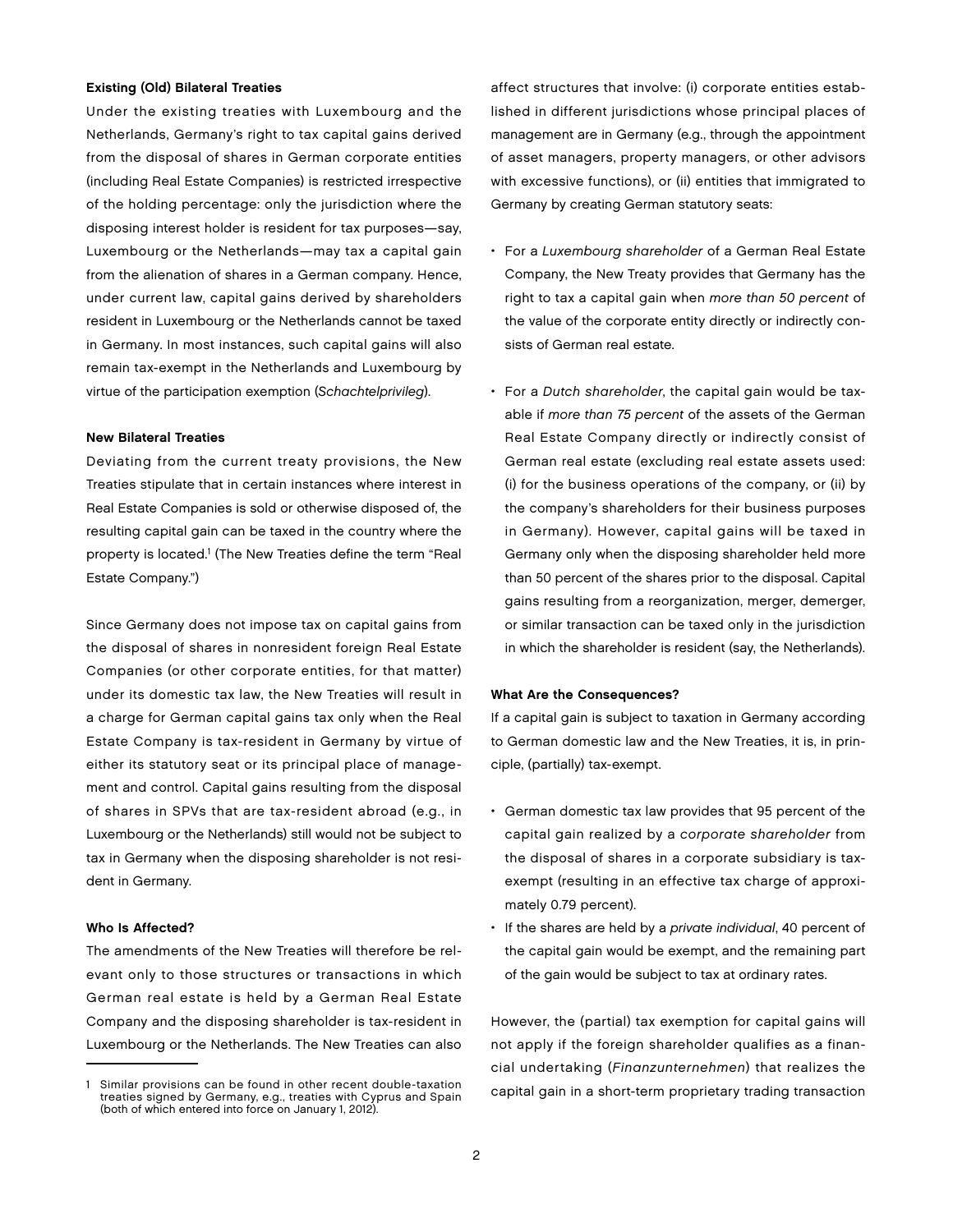### Existing (Old) Bilateral Treaties

Under the existing treaties with Luxembourg and the Netherlands, Germany's right to tax capital gains derived from the disposal of shares in German corporate entities (including Real Estate Companies) is restricted irrespective of the holding percentage: only the jurisdiction where the disposing interest holder is resident for tax purposes—say, Luxembourg or the Netherlands—may tax a capital gain from the alienation of shares in a German company. Hence, under current law, capital gains derived by shareholders resident in Luxembourg or the Netherlands cannot be taxed in Germany. In most instances, such capital gains will also remain tax-exempt in the Netherlands and Luxembourg by virtue of the participation exemption (*Schachtelprivileg*).

### New Bilateral Treaties

Deviating from the current treaty provisions, the New Treaties stipulate that in certain instances where interest in Real Estate Companies is sold or otherwise disposed of, the resulting capital gain can be taxed in the country where the property is located.[1] (The New Treaties define the term "Real Estate Company.")

Since Germany does not impose tax on capital gains from the disposal of shares in nonresident foreign Real Estate Companies (or other corporate entities, for that matter) under its domestic tax law, the New Treaties will result in a charge for German capital gains tax only when the Real Estate Company is tax-resident in Germany by virtue of either its statutory seat or its principal place of management and control. Capital gains resulting from the disposal of shares in SPVs that are tax-resident abroad (e.g., in Luxembourg or the Netherlands) still would not be subject to tax in Germany when the disposing shareholder is not resident in Germany.

### Who Is Affected?

The amendments of the New Treaties will therefore be relevant only to those structures or transactions in which German real estate is held by a German Real Estate Company and the disposing shareholder is tax-resident in Luxembourg or the Netherlands. The New Treaties can also affect structures that involve: (i) corporate entities established in different jurisdictions whose principal places of management are in Germany (e.g., through the appointment of asset managers, property managers, or other advisors with excessive functions), or (ii) entities that immigrated to Germany by creating German statutory seats:

- For a *Luxembourg shareholder* of a German Real Estate Company, the New Treaty provides that Germany has the right to tax a capital gain when *more than 50 percent* of the value of the corporate entity directly or indirectly consists of German real estate.
- For a *Dutch shareholder*, the capital gain would be taxable if *more than 75 percent* of the assets of the German Real Estate Company directly or indirectly consist of German real estate (excluding real estate assets used: (i) for the business operations of the company, or (ii) by the company's shareholders for their business purposes in Germany). However, capital gains will be taxed in Germany only when the disposing shareholder held more than 50 percent of the shares prior to the disposal. Capital gains resulting from a reorganization, merger, demerger, or similar transaction can be taxed only in the jurisdiction in which the shareholder is resident (say, the Netherlands).

### What Are the Consequences?

If a capital gain is subject to taxation in Germany according to German domestic law and the New Treaties, it is, in principle, (partially) tax-exempt.

- German domestic tax law provides that 95 percent of the capital gain realized by a *corporate shareholder* from the disposal of shares in a corporate subsidiary is tax-exempt (resulting in an effective tax charge of approximately 0.79 percent).
- If the shares are held by a *private individual*, 40 percent of the capital gain would be exempt, and the remaining part of the gain would be subject to tax at ordinary rates.

However, the (partial) tax exemption for capital gains will not apply if the foreign shareholder qualifies as a financial undertaking (*Finanzunternehmen*) that realizes the capital gain in a short-term proprietary trading transaction

---

1 Similar provisions can be found in other recent double-taxation treaties signed by Germany, e.g., treaties with Cyprus and Spain (both of which entered into force on January 1, 2012).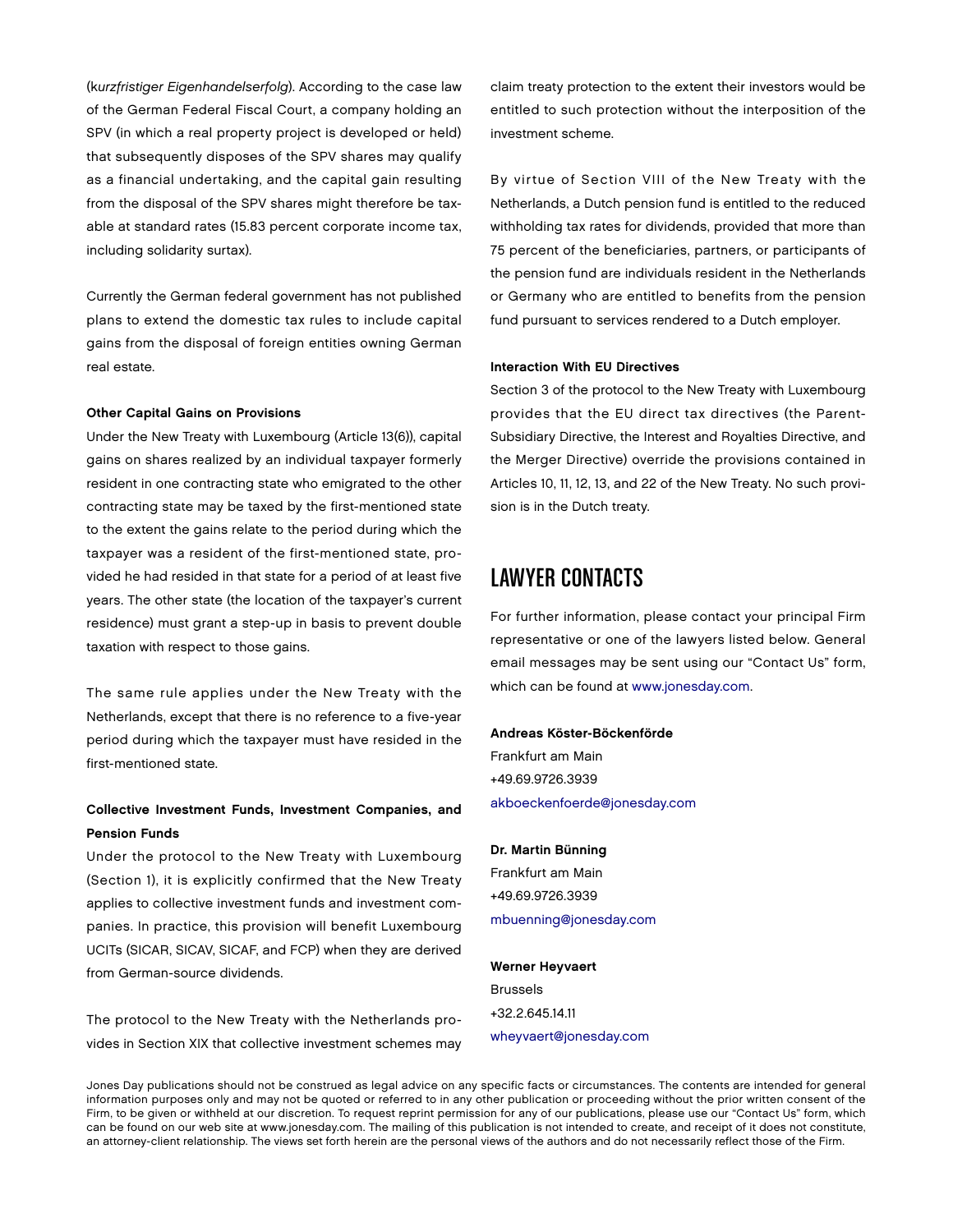(*kurzfristiger Eigenhandelserfolg*). According to the case law of the German Federal Fiscal Court, a company holding an SPV (in which a real property project is developed or held) that subsequently disposes of the SPV shares may qualify as a financial undertaking, and the capital gain resulting from the disposal of the SPV shares might therefore be taxable at standard rates (15.83 percent corporate income tax, including solidarity surtax).

Currently the German federal government has not published plans to extend the domestic tax rules to include capital gains from the disposal of foreign entities owning German real estate.

**Other Capital Gains on Provisions**

Under the New Treaty with Luxembourg (Article 13(6)), capital gains on shares realized by an individual taxpayer formerly resident in one contracting state who emigrated to the other contracting state may be taxed by the first-mentioned state to the extent the gains relate to the period during which the taxpayer was a resident of the first-mentioned state, provided he had resided in that state for a period of at least five years. The other state (the location of the taxpayer's current residence) must grant a step-up in basis to prevent double taxation with respect to those gains.

The same rule applies under the New Treaty with the Netherlands, except that there is no reference to a five-year period during which the taxpayer must have resided in the first-mentioned state.

**Collective Investment Funds, Investment Companies, and Pension Funds**

Under the protocol to the New Treaty with Luxembourg (Section 1), it is explicitly confirmed that the New Treaty applies to collective investment funds and investment companies. In practice, this provision will benefit Luxembourg UCITs (SICAR, SICAV, SICAF, and FCP) when they are derived from German-source dividends.

The protocol to the New Treaty with the Netherlands provides in Section XIX that collective investment schemes may claim treaty protection to the extent their investors would be entitled to such protection without the interposition of the investment scheme.

By virtue of Section VIII of the New Treaty with the Netherlands, a Dutch pension fund is entitled to the reduced withholding tax rates for dividends, provided that more than 75 percent of the beneficiaries, partners, or participants of the pension fund are individuals resident in the Netherlands or Germany who are entitled to benefits from the pension fund pursuant to services rendered to a Dutch employer.

**Interaction With EU Directives**

Section 3 of the protocol to the New Treaty with Luxembourg provides that the EU direct tax directives (the Parent-Subsidiary Directive, the Interest and Royalties Directive, and the Merger Directive) override the provisions contained in Articles 10, 11, 12, 13, and 22 of the New Treaty. No such provision is in the Dutch treaty.

## LAWYER CONTACTS

For further information, please contact your principal Firm representative or one of the lawyers listed below. General email messages may be sent using our "Contact Us" form, which can be found at www.jonesday.com.

**Andreas Köster-Böckenförde**
Frankfurt am Main
+49.69.9726.3939
akboeckenfoerde@jonesday.com

**Dr. Martin Bünning**
Frankfurt am Main
+49.69.9726.3939
mbuenning@jonesday.com

**Werner Heyvaert**
Brussels
+32.2.645.14.11
wheyvaert@jonesday.com

Jones Day publications should not be construed as legal advice on any specific facts or circumstances. The contents are intended for general information purposes only and may not be quoted or referred to in any other publication or proceeding without the prior written consent of the Firm, to be given or withheld at our discretion. To request reprint permission for any of our publications, please use our "Contact Us" form, which can be found on our web site at www.jonesday.com. The mailing of this publication is not intended to create, and receipt of it does not constitute, an attorney-client relationship. The views set forth herein are the personal views of the authors and do not necessarily reflect those of the Firm.